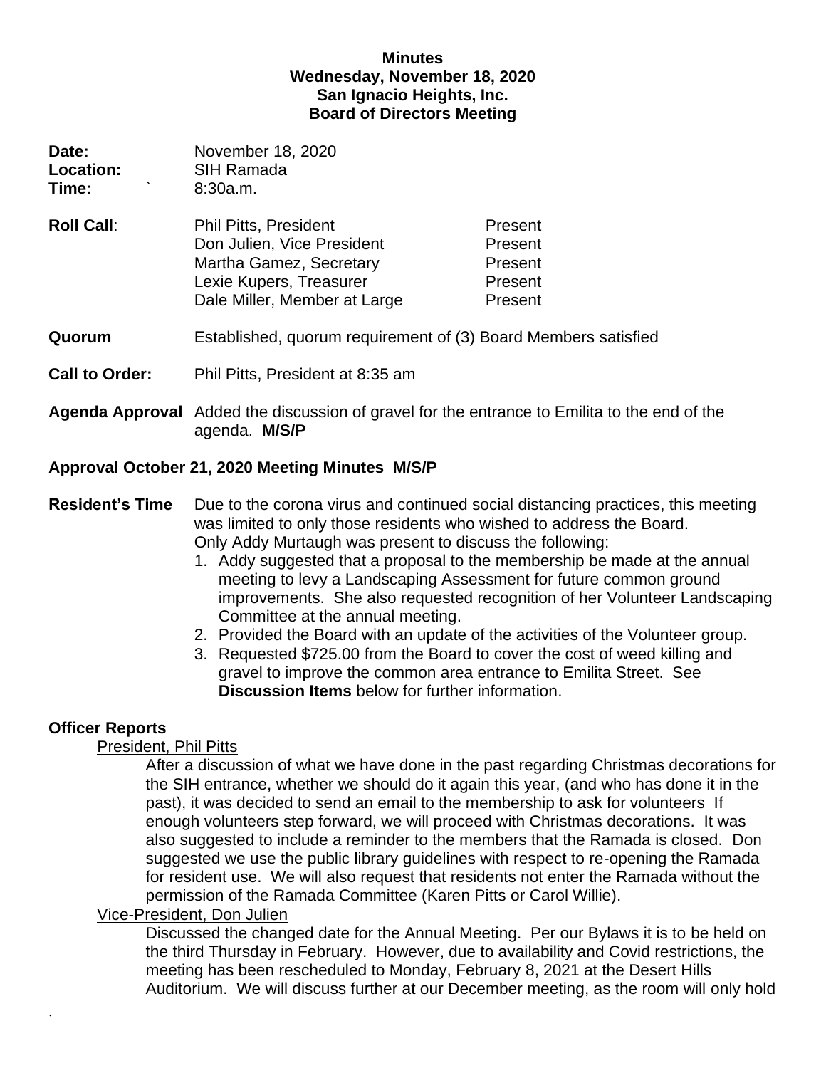**Minutes**
**Wednesday, November 18, 2020**
**San Ignacio Heights, Inc.**
**Board of Directors Meeting**

**Date:** November 18, 2020
**Location:** SIH Ramada
**Time:** ` 8:30a.m.

**Roll Call**:

| | |
|---|---|
| Phil Pitts, President | Present |
| Don Julien, Vice President | Present |
| Martha Gamez, Secretary | Present |
| Lexie Kupers, Treasurer | Present |
| Dale Miller, Member at Large | Present |

**Quorum** Established, quorum requirement of (3) Board Members satisfied

**Call to Order:** Phil Pitts, President at 8:35 am

**Agenda Approval** Added the discussion of gravel for the entrance to Emilita to the end of the agenda. **M/S/P**

**Approval October 21, 2020 Meeting Minutes M/S/P**

**Resident's Time** Due to the corona virus and continued social distancing practices, this meeting was limited to only those residents who wished to address the Board. Only Addy Murtaugh was present to discuss the following:

1. Addy suggested that a proposal to the membership be made at the annual meeting to levy a Landscaping Assessment for future common ground improvements. She also requested recognition of her Volunteer Landscaping Committee at the annual meeting.
2. Provided the Board with an update of the activities of the Volunteer group.
3. Requested $725.00 from the Board to cover the cost of weed killing and gravel to improve the common area entrance to Emilita Street. See **Discussion Items** below for further information.

**Officer Reports**

President, Phil Pitts

After a discussion of what we have done in the past regarding Christmas decorations for the SIH entrance, whether we should do it again this year, (and who has done it in the past), it was decided to send an email to the membership to ask for volunteers If enough volunteers step forward, we will proceed with Christmas decorations. It was also suggested to include a reminder to the members that the Ramada is closed. Don suggested we use the public library guidelines with respect to re-opening the Ramada for resident use. We will also request that residents not enter the Ramada without the permission of the Ramada Committee (Karen Pitts or Carol Willie).

Vice-President, Don Julien

Discussed the changed date for the Annual Meeting. Per our Bylaws it is to be held on the third Thursday in February. However, due to availability and Covid restrictions, the meeting has been rescheduled to Monday, February 8, 2021 at the Desert Hills Auditorium. We will discuss further at our December meeting, as the room will only hold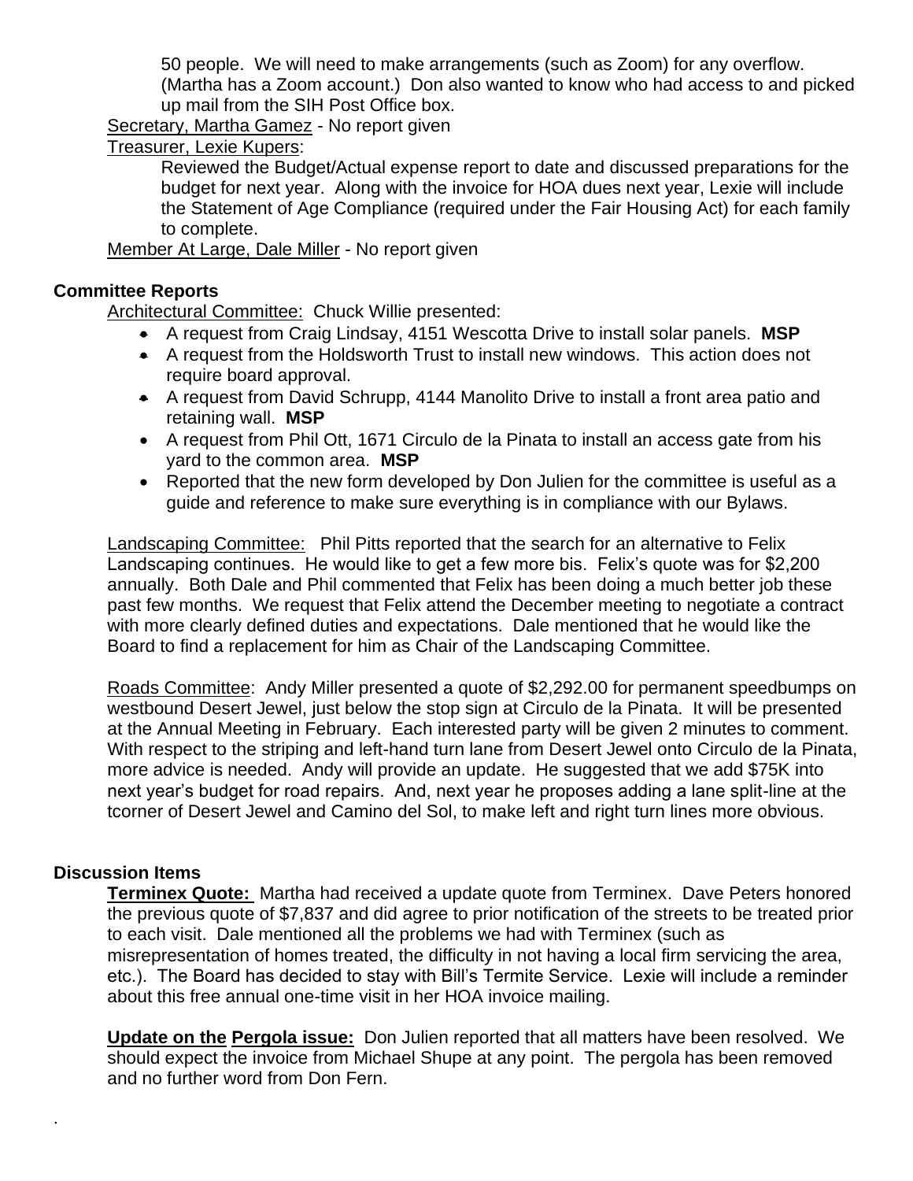50 people. We will need to make arrangements (such as Zoom) for any overflow. (Martha has a Zoom account.) Don also wanted to know who had access to and picked up mail from the SIH Post Office box.

Secretary, Martha Gamez - No report given

Treasurer, Lexie Kupers:

Reviewed the Budget/Actual expense report to date and discussed preparations for the budget for next year. Along with the invoice for HOA dues next year, Lexie will include the Statement of Age Compliance (required under the Fair Housing Act) for each family to complete.

Member At Large, Dale Miller - No report given

## Committee Reports

Architectural Committee: Chuck Willie presented:

- A request from Craig Lindsay, 4151 Wescotta Drive to install solar panels. **MSP**
- A request from the Holdsworth Trust to install new windows. This action does not require board approval.
- A request from David Schrupp, 4144 Manolito Drive to install a front area patio and retaining wall. **MSP**
- A request from Phil Ott, 1671 Circulo de la Pinata to install an access gate from his yard to the common area. **MSP**
- Reported that the new form developed by Don Julien for the committee is useful as a guide and reference to make sure everything is in compliance with our Bylaws.

Landscaping Committee: Phil Pitts reported that the search for an alternative to Felix Landscaping continues. He would like to get a few more bis. Felix's quote was for $2,200 annually. Both Dale and Phil commented that Felix has been doing a much better job these past few months. We request that Felix attend the December meeting to negotiate a contract with more clearly defined duties and expectations. Dale mentioned that he would like the Board to find a replacement for him as Chair of the Landscaping Committee.

Roads Committee: Andy Miller presented a quote of $2,292.00 for permanent speedbumps on westbound Desert Jewel, just below the stop sign at Circulo de la Pinata. It will be presented at the Annual Meeting in February. Each interested party will be given 2 minutes to comment. With respect to the striping and left-hand turn lane from Desert Jewel onto Circulo de la Pinata, more advice is needed. Andy will provide an update. He suggested that we add $75K into next year's budget for road repairs. And, next year he proposes adding a lane split-line at the tcorner of Desert Jewel and Camino del Sol, to make left and right turn lines more obvious.

## Discussion Items

**Terminex Quote:** Martha had received a update quote from Terminex. Dave Peters honored the previous quote of $7,837 and did agree to prior notification of the streets to be treated prior to each visit. Dale mentioned all the problems we had with Terminex (such as misrepresentation of homes treated, the difficulty in not having a local firm servicing the area, etc.). The Board has decided to stay with Bill's Termite Service. Lexie will include a reminder about this free annual one-time visit in her HOA invoice mailing.

**Update on the Pergola issue:** Don Julien reported that all matters have been resolved. We should expect the invoice from Michael Shupe at any point. The pergola has been removed and no further word from Don Fern.

.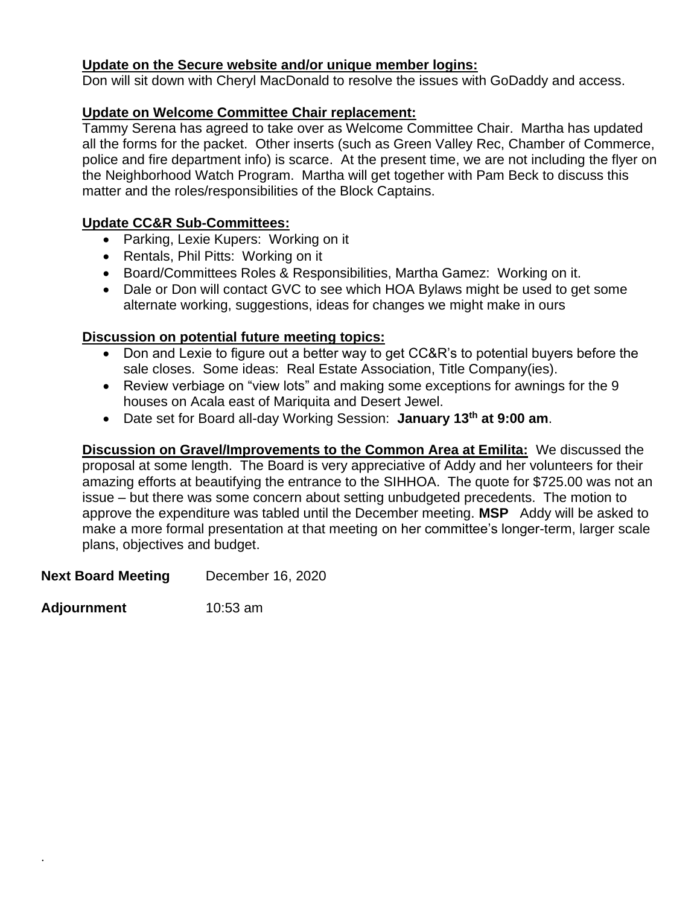**Update on the Secure website and/or unique member logins:**
Don will sit down with Cheryl MacDonald to resolve the issues with GoDaddy and access.

**Update on Welcome Committee Chair replacement:**
Tammy Serena has agreed to take over as Welcome Committee Chair. Martha has updated all the forms for the packet. Other inserts (such as Green Valley Rec, Chamber of Commerce, police and fire department info) is scarce. At the present time, we are not including the flyer on the Neighborhood Watch Program. Martha will get together with Pam Beck to discuss this matter and the roles/responsibilities of the Block Captains.

**Update CC&R Sub-Committees:**

- Parking, Lexie Kupers: Working on it
- Rentals, Phil Pitts: Working on it
- Board/Committees Roles & Responsibilities, Martha Gamez: Working on it.
- Dale or Don will contact GVC to see which HOA Bylaws might be used to get some alternate working, suggestions, ideas for changes we might make in ours

**Discussion on potential future meeting topics:**

- Don and Lexie to figure out a better way to get CC&R's to potential buyers before the sale closes. Some ideas: Real Estate Association, Title Company(ies).
- Review verbiage on "view lots" and making some exceptions for awnings for the 9 houses on Acala east of Mariquita and Desert Jewel.
- Date set for Board all-day Working Session: **January 13th at 9:00 am**.

**Discussion on Gravel/Improvements to the Common Area at Emilita:** We discussed the proposal at some length. The Board is very appreciative of Addy and her volunteers for their amazing efforts at beautifying the entrance to the SIHHOA. The quote for $725.00 was not an issue – but there was some concern about setting unbudgeted precedents. The motion to approve the expenditure was tabled until the December meeting. **MSP** Addy will be asked to make a more formal presentation at that meeting on her committee's longer-term, larger scale plans, objectives and budget.

**Next Board Meeting** December 16, 2020

**Adjournment** 10:53 am